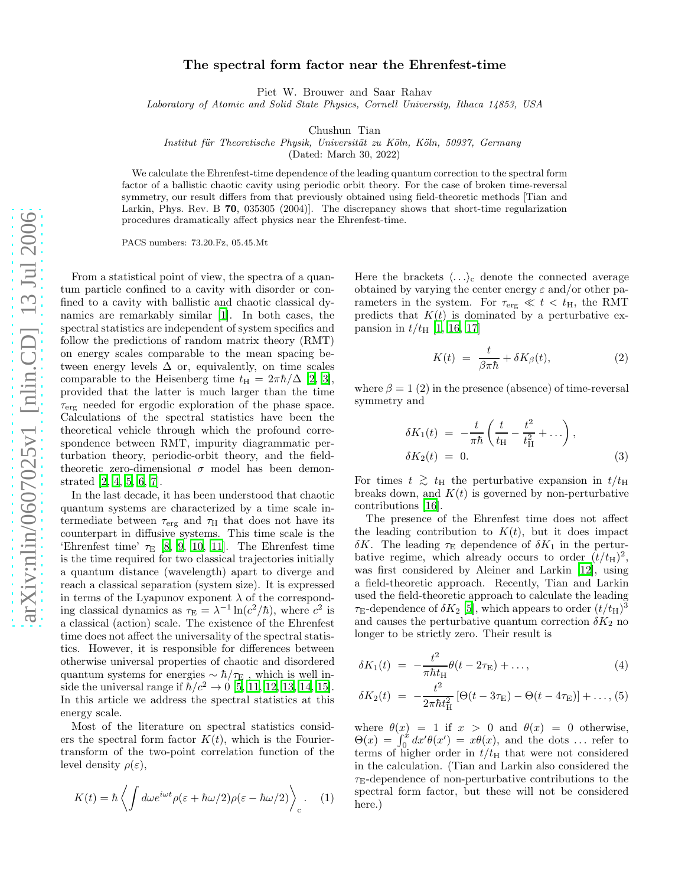# The spectral form factor near the Ehrenfest-time

Piet W. Brouwer and Saar Rahav

*Laboratory of Atomic and Solid State Physics, Cornell University, Ithaca 14853, USA*

Chushun Tian

*Institut für Theoretische Physik, Universität zu Köln, Köln, 50937, Germany*

(Dated: March 30, 2022)

We calculate the Ehrenfest-time dependence of the leading quantum correction to the spectral form factor of a ballistic chaotic cavity using periodic orbit theory. For the case of broken time-reversal symmetry, our result differs from that previously obtained using field-theoretic methods [Tian and Larkin, Phys. Rev. B **70**, 035305 (2004)]. The discrepancy shows that short-time regularization procedures dramatically affect physics near the Ehrenfest-time.

PACS numbers: 73.20.Fz, 05.45.Mt

From a statistical point of view, the spectra of a quantum particle confined to a cavity with disorder or confined to a cavity with ballistic and chaotic classical dynamics are remarkably similar [1]. In both cases, the spectral statistics are independent of system specifics and follow the predictions of random matrix theory (RMT) on energy scales comparable to the mean spacing between energy levels $\Delta$ or, equivalently, on time scales comparable to the Heisenberg time $t_{\rm H} = 2\pi\hbar/\Delta$ [2, 3], provided that the latter is much larger than the time $\tau_{\rm erg}$ needed for ergodic exploration of the phase space. Calculations of the spectral statistics have been the theoretical vehicle through which the profound correspondence between RMT, impurity diagrammatic perturbation theory, periodic-orbit theory, and the field-theoretic zero-dimensional $\sigma$ model has been demonstrated [2, 4, 5, 6, 7].

In the last decade, it has been understood that chaotic quantum systems are characterized by a time scale intermediate between $\tau_{\rm erg}$ and $\tau_{\rm H}$ that does not have its counterpart in diffusive systems. This time scale is the 'Ehrenfest time' $\tau_{\rm E}$ [8, 9, 10, 11]. The Ehrenfest time is the time required for two classical trajectories initially a quantum distance (wavelength) apart to diverge and reach a classical separation (system size). It is expressed in terms of the Lyapunov exponent $\lambda$ of the corresponding classical dynamics as $\tau_{\rm E} = \lambda^{-1}\ln(c^2/\hbar)$, where $c^2$ is a classical (action) scale. The existence of the Ehrenfest time does not affect the universality of the spectral statistics. However, it is responsible for differences between otherwise universal properties of chaotic and disordered quantum systems for energies $\sim \hbar/\tau_{\rm E}$ , which is well inside the universal range if $\hbar/c^2 \to 0$ [5, 11, 12, 13, 14, 15]. In this article we address the spectral statistics at this energy scale.

Most of the literature on spectral statistics considers the spectral form factor $K(t)$, which is the Fourier-transform of the two-point correlation function of the level density $\rho(\varepsilon)$,

$$K(t) = \hbar \left\langle \int d\omega e^{i\omega t} \rho(\varepsilon + \hbar\omega/2)\rho(\varepsilon - \hbar\omega/2) \right\rangle_{\rm c}. \quad (1)$$

Here the brackets $\langle \ldots \rangle_{\rm c}$ denote the connected average obtained by varying the center energy $\varepsilon$ and/or other parameters in the system. For $\tau_{\rm erg} \ll t < t_{\rm H}$, the RMT predicts that $K(t)$ is dominated by a perturbative expansion in $t/t_{\rm H}$ [1, 16, 17]

$$K(t) = \frac{t}{\beta\pi\hbar} + \delta K_\beta(t), \quad (2)$$

where $\beta = 1$ (2) in the presence (absence) of time-reversal symmetry and

$$\begin{aligned} \delta K_1(t) &= -\frac{t}{\pi\hbar}\left(\frac{t}{t_{\rm H}} - \frac{t^2}{t_{\rm H}^2} + \ldots\right), \\ \delta K_2(t) &= 0. \end{aligned} \quad (3)$$

For times $t \gtrsim t_{\rm H}$ the perturbative expansion in $t/t_{\rm H}$ breaks down, and $K(t)$ is governed by non-perturbative contributions [16].

The presence of the Ehrenfest time does not affect the leading contribution to $K(t)$, but it does impact $\delta K$. The leading $\tau_{\rm E}$ dependence of $\delta K_1$ in the perturbative regime, which already occurs to order $(t/t_{\rm H})^2$, was first considered by Aleiner and Larkin [12], using a field-theoretic approach. Recently, Tian and Larkin used the field-theoretic approach to calculate the leading $\tau_{\rm E}$-dependence of $\delta K_2$ [5], which appears to order $(t/t_{\rm H})^3$ and causes the perturbative quantum correction $\delta K_2$ no longer to be strictly zero. Their result is

$$\delta K_1(t) = -\frac{t^2}{\pi\hbar t_{\rm H}}\theta(t - 2\tau_{\rm E}) + \ldots, \quad (4)$$

$$\delta K_2(t) = -\frac{t^2}{2\pi\hbar t_{\rm H}^2}\left[\Theta(t - 3\tau_{\rm E}) - \Theta(t - 4\tau_{\rm E})\right] + \ldots, \quad (5)$$

where $\theta(x) = 1$ if $x > 0$ and $\theta(x) = 0$ otherwise, $\Theta(x) = \int_0^x dx'\theta(x') = x\theta(x)$, and the dots $\ldots$ refer to terms of higher order in $t/t_{\rm H}$ that were not considered in the calculation. (Tian and Larkin also considered the $\tau_{\rm E}$-dependence of non-perturbative contributions to the spectral form factor, but these will not be considered here.)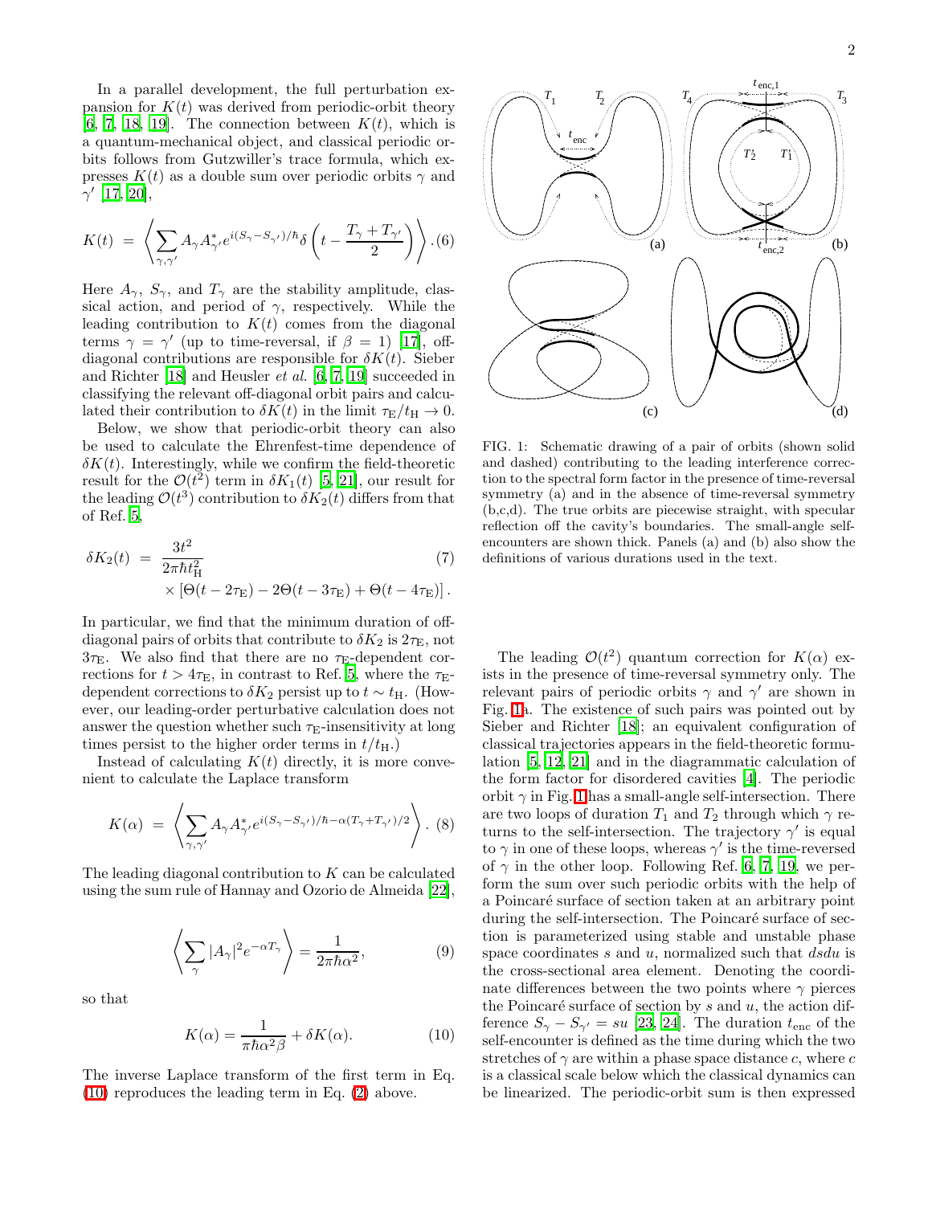In a parallel development, the full perturbation expansion for $K(t)$ was derived from periodic-orbit theory [6, 7, 18, 19]. The connection between $K(t)$, which is a quantum-mechanical object, and classical periodic orbits follows from Gutzwiller's trace formula, which expresses $K(t)$ as a double sum over periodic orbits $\gamma$ and $\gamma'$ [17, 20],

$$K(t) = \left\langle \sum_{\gamma,\gamma'} A_\gamma A^*_{\gamma'} e^{i(S_\gamma - S_{\gamma'})/\hbar} \delta\left(t - \frac{T_\gamma + T_{\gamma'}}{2}\right)\right\rangle . \quad (6)$$

Here $A_\gamma$, $S_\gamma$, and $T_\gamma$ are the stability amplitude, classical action, and period of $\gamma$, respectively. While the leading contribution to $K(t)$ comes from the diagonal terms $\gamma = \gamma'$ (up to time-reversal, if $\beta = 1$) [17], off-diagonal contributions are responsible for $\delta K(t)$. Sieber and Richter [18] and Heusler *et al.* [6, 7, 19] succeeded in classifying the relevant off-diagonal orbit pairs and calculated their contribution to $\delta K(t)$ in the limit $\tau_{\rm E}/t_{\rm H} \to 0$.

Below, we show that periodic-orbit theory can also be used to calculate the Ehrenfest-time dependence of $\delta K(t)$. Interestingly, while we confirm the field-theoretic result for the $\mathcal{O}(t^2)$ term in $\delta K_1(t)$ [5, 21], our result for the leading $\mathcal{O}(t^3)$ contribution to $\delta K_2(t)$ differs from that of Ref. 5,

$$\delta K_2(t) = \frac{3t^2}{2\pi\hbar t_{\rm H}^2} \times \left[\Theta(t - 2\tau_{\rm E}) - 2\Theta(t - 3\tau_{\rm E}) + \Theta(t - 4\tau_{\rm E})\right]. \quad (7)$$

In particular, we find that the minimum duration of off-diagonal pairs of orbits that contribute to $\delta K_2$ is $2\tau_{\rm E}$, not $3\tau_{\rm E}$. We also find that there are no $\tau_{\rm E}$-dependent corrections for $t > 4\tau_{\rm E}$, in contrast to Ref. 5, where the $\tau_{\rm E}$-dependent corrections to $\delta K_2$ persist up to $t \sim t_{\rm H}$. (However, our leading-order perturbative calculation does not answer the question whether such $\tau_{\rm E}$-insensitivity at long times persist to the higher order terms in $t/t_{\rm H}$.)

Instead of calculating $K(t)$ directly, it is more convenient to calculate the Laplace transform

$$K(\alpha) = \left\langle \sum_{\gamma,\gamma'} A_\gamma A^*_{\gamma'} e^{i(S_\gamma - S_{\gamma'})/\hbar - \alpha(T_\gamma + T_{\gamma'})/2}\right\rangle . \quad (8)$$

The leading diagonal contribution to $K$ can be calculated using the sum rule of Hannay and Ozorio de Almeida [22],

$$\left\langle \sum_\gamma |A_\gamma|^2 e^{-\alpha T_\gamma}\right\rangle = \frac{1}{2\pi\hbar\alpha^2}, \quad (9)$$

so that

$$K(\alpha) = \frac{1}{\pi\hbar\alpha^2\beta} + \delta K(\alpha). \quad (10)$$

The inverse Laplace transform of the first term in Eq. (10) reproduces the leading term in Eq. (2) above.

FIG. 1: Schematic drawing of a pair of orbits (shown solid and dashed) contributing to the leading interference correction to the spectral form factor in the presence of time-reversal symmetry (a) and in the absence of time-reversal symmetry (b,c,d). The true orbits are piecewise straight, with specular reflection off the cavity's boundaries. The small-angle self-encounters are shown thick. Panels (a) and (b) also show the definitions of various durations used in the text.

The leading $\mathcal{O}(t^2)$ quantum correction for $K(\alpha)$ exists in the presence of time-reversal symmetry only. The relevant pairs of periodic orbits $\gamma$ and $\gamma'$ are shown in Fig. 1a. The existence of such pairs was pointed out by Sieber and Richter [18]; an equivalent configuration of classical trajectories appears in the field-theoretic formulation [5, 12, 21] and in the diagrammatic calculation of the form factor for disordered cavities [4]. The periodic orbit $\gamma$ in Fig. 1 has a small-angle self-intersection. There are two loops of duration $T_1$ and $T_2$ through which $\gamma$ returns to the self-intersection. The trajectory $\gamma'$ is equal to $\gamma$ in one of these loops, whereas $\gamma'$ is the time-reversed of $\gamma$ in the other loop. Following Ref. 6, 7, 19, we perform the sum over such periodic orbits with the help of a Poincaré surface of section taken at an arbitrary point during the self-intersection. The Poincaré surface of section is parameterized using stable and unstable phase space coordinates $s$ and $u$, normalized such that $dsdu$ is the cross-sectional area element. Denoting the coordinate differences between the two points where $\gamma$ pierces the Poincaré surface of section by $s$ and $u$, the action difference $S_\gamma - S_{\gamma'} = su$ [23, 24]. The duration $t_{\rm enc}$ of the self-encounter is defined as the time during which the two stretches of $\gamma$ are within a phase space distance $c$, where $c$ is a classical scale below which the classical dynamics can be linearized. The periodic-orbit sum is then expressed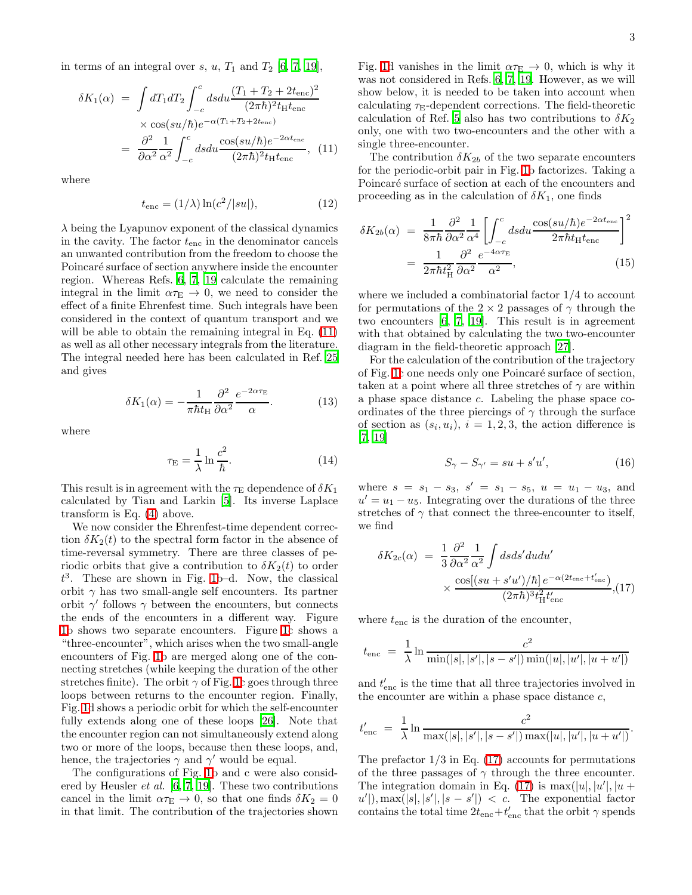in terms of an integral over $s$, $u$, $T_1$ and $T_2$ [6, 7, 19],

$$
\begin{aligned}
\delta K_1(\alpha) &= \int dT_1 dT_2 \int_{-c}^{c} ds du \frac{(T_1+T_2+2t_{\rm enc})^2}{(2\pi\hbar)^2 t_{\rm H} t_{\rm enc}} \\
&\quad \times \cos(su/\hbar) e^{-\alpha(T_1+T_2+2t_{\rm enc})} \\
&= \frac{\partial^2}{\partial\alpha^2}\frac{1}{\alpha^2}\int_{-c}^{c} ds du \frac{\cos(su/\hbar)e^{-2\alpha t_{\rm enc}}}{(2\pi\hbar)^2 t_{\rm H} t_{\rm enc}}, \quad (11)
\end{aligned}
$$

where

$$
t_{\rm enc} = (1/\lambda)\ln(c^2/|su|), \quad (12)
$$

$\lambda$ being the Lyapunov exponent of the classical dynamics in the cavity. The factor $t_{\rm enc}$ in the denominator cancels an unwanted contribution from the freedom to choose the Poincaré surface of section anywhere inside the encounter region. Whereas Refs. 6, 7, 19 calculate the remaining integral in the limit $\alpha\tau_{\rm E} \to 0$, we need to consider the effect of a finite Ehrenfest time. Such integrals have been considered in the context of quantum transport and we will be able to obtain the remaining integral in Eq. (11) as well as all other necessary integrals from the literature. The integral needed here has been calculated in Ref. 25 and gives

$$
\delta K_1(\alpha) = -\frac{1}{\pi\hbar t_{\rm H}}\frac{\partial^2}{\partial\alpha^2}\frac{e^{-2\alpha\tau_{\rm E}}}{\alpha}. \quad (13)
$$

where

$$
\tau_{\rm E} = \frac{1}{\lambda}\ln\frac{c^2}{\hbar}. \quad (14)
$$

This result is in agreement with the $\tau_{\rm E}$ dependence of $\delta K_1$ calculated by Tian and Larkin [5]. Its inverse Laplace transform is Eq. (4) above.

We now consider the Ehrenfest-time dependent correction $\delta K_2(t)$ to the spectral form factor in the absence of time-reversal symmetry. There are three classes of periodic orbits that give a contribution to $\delta K_2(t)$ to order $t^3$. These are shown in Fig. 1b–d. Now, the classical orbit $\gamma$ has two small-angle self encounters. Its partner orbit $\gamma'$ follows $\gamma$ between the encounters, but connects the ends of the encounters in a different way. Figure 1b shows two separate encounters. Figure 1c shows a "three-encounter", which arises when the two small-angle encounters of Fig. 1b are merged along one of the connecting stretches (while keeping the duration of the other stretches finite). The orbit $\gamma$ of Fig. 1c goes through three loops between returns to the encounter region. Finally, Fig. 1d shows a periodic orbit for which the self-encounter fully extends along one of these loops [26]. Note that the encounter region can not simultaneously extend along two or more of the loops, because then these loops, and, hence, the trajectories $\gamma$ and $\gamma'$ would be equal.

The configurations of Fig. 1b and c were also considered by Heusler *et al.* [6, 7, 19]. These two contributions cancel in the limit $\alpha\tau_{\rm E} \to 0$, so that one finds $\delta K_2 = 0$ in that limit. The contribution of the trajectories shown Fig. 1d vanishes in the limit $\alpha\tau_{\rm E} \to 0$, which is why it was not considered in Refs. 6, 7, 19. However, as we will show below, it is needed to be taken into account when calculating $\tau_{\rm E}$-dependent corrections. The field-theoretic calculation of Ref. 5 also has two contributions to $\delta K_2$ only, one with two two-encounters and the other with a single three-encounter.

The contribution $\delta K_{2b}$ of the two separate encounters for the periodic-orbit pair in Fig. 1b factorizes. Taking a Poincaré surface of section at each of the encounters and proceeding as in the calculation of $\delta K_1$, one finds

$$
\begin{aligned}
\delta K_{2b}(\alpha) &= \frac{1}{8\pi\hbar}\frac{\partial^2}{\partial\alpha^2}\frac{1}{\alpha^4}\left[\int_{-c}^{c} ds du \frac{\cos(su/\hbar)e^{-2\alpha t_{\rm enc}}}{2\pi\hbar t_{\rm H} t_{\rm enc}}\right]^2 \\
&= \frac{1}{2\pi\hbar t_{\rm H}^2}\frac{\partial^2}{\partial\alpha^2}\frac{e^{-4\alpha\tau_{\rm E}}}{\alpha^2}, \quad (15)
\end{aligned}
$$

where we included a combinatorial factor 1/4 to account for permutations of the $2\times 2$ passages of $\gamma$ through the two encounters [6, 7, 19]. This result is in agreement with that obtained by calculating the two two-encounter diagram in the field-theoretic approach [27].

For the calculation of the contribution of the trajectory of Fig. 1c one needs only one Poincaré surface of section, taken at a point where all three stretches of $\gamma$ are within a phase space distance $c$. Labeling the phase space coordinates of the three piercings of $\gamma$ through the surface of section as $(s_i, u_i)$, $i = 1, 2, 3$, the action difference is [7, 19]

$$
S_\gamma - S_{\gamma'} = su + s'u', \quad (16)
$$

where $s = s_1 - s_3$, $s' = s_1 - s_5$, $u = u_1 - u_3$, and $u' = u_1 - u_5$. Integrating over the durations of the three stretches of $\gamma$ that connect the three-encounter to itself, we find

$$
\begin{aligned}
\delta K_{2c}(\alpha) &= \frac{1}{3}\frac{\partial^2}{\partial\alpha^2}\frac{1}{\alpha^2}\int ds ds' du du' \\
&\quad \times \frac{\cos[(su+s'u')/\hbar]\, e^{-\alpha(2t_{\rm enc}+t'_{\rm enc})}}{(2\pi\hbar)^3 t_{\rm H}^2 t'_{\rm enc}}, \quad (17)
\end{aligned}
$$

where $t_{\rm enc}$ is the duration of the encounter,

$$
t_{\rm enc} = \frac{1}{\lambda}\ln\frac{c^2}{\min(|s|,|s'|,|s-s'|)\min(|u|,|u'|,|u+u'|)}
$$

and $t'_{\rm enc}$ is the time that all three trajectories involved in the encounter are within a phase space distance $c$,

$$
t'_{\rm enc} = \frac{1}{\lambda}\ln\frac{c^2}{\max(|s|,|s'|,|s-s'|)\max(|u|,|u'|,|u+u'|)}.
$$

The prefactor 1/3 in Eq. (17) accounts for permutations of the three passages of $\gamma$ through the three encounter. The integration domain in Eq. (17) is $\max(|u|,|u'|,|u+u'|), \max(|s|,|s'|,|s-s'|) < c$. The exponential factor contains the total time $2t_{\rm enc}+t'_{\rm enc}$ that the orbit $\gamma$ spends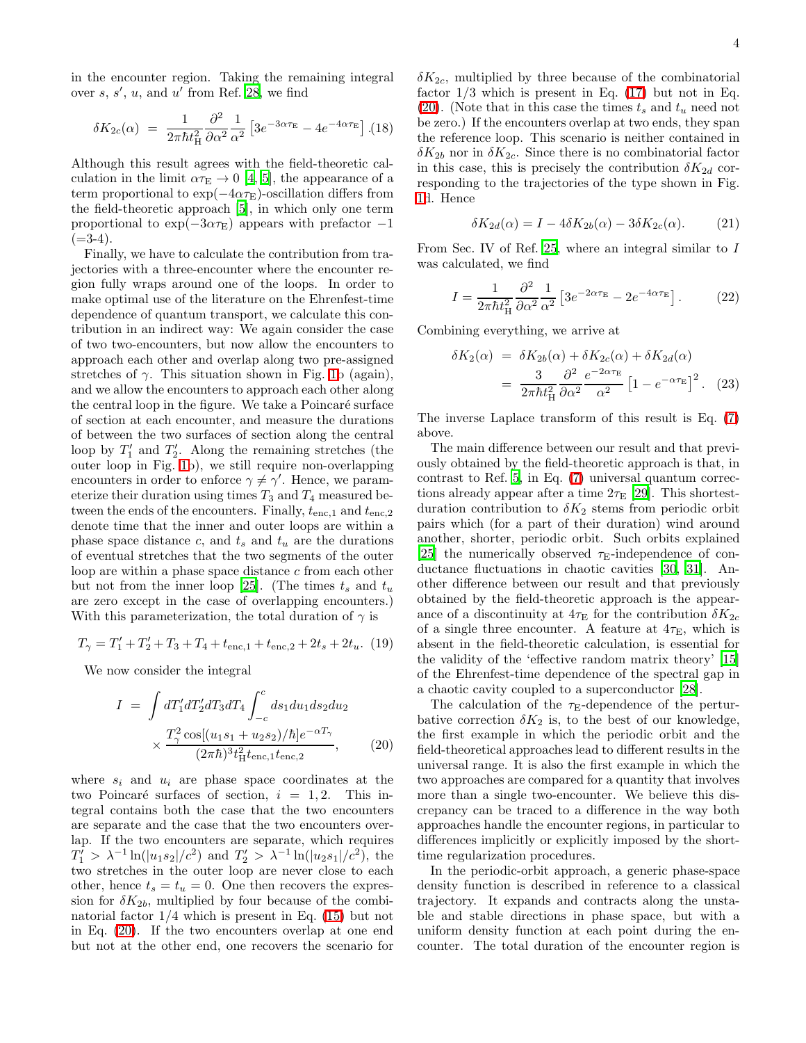in the encounter region. Taking the remaining integral over $s$, $s'$, $u$, and $u'$ from Ref. [28], we find

$$\delta K_{2c}(\alpha) = \frac{1}{2\pi\hbar t_{\rm H}^2}\frac{\partial^2}{\partial\alpha^2}\frac{1}{\alpha^2}\left[3e^{-3\alpha\tau_{\rm E}} - 4e^{-4\alpha\tau_{\rm E}}\right]. \quad (18)$$

Although this result agrees with the field-theoretic calculation in the limit $\alpha\tau_{\rm E} \to 0$ [4, 5], the appearance of a term proportional to $\exp(-4\alpha\tau_{\rm E})$-oscillation differs from the field-theoretic approach [5], in which only one term proportional to $\exp(-3\alpha\tau_{\rm E})$ appears with prefactor $-1$ (=3-4).

Finally, we have to calculate the contribution from trajectories with a three-encounter where the encounter region fully wraps around one of the loops. In order to make optimal use of the literature on the Ehrenfest-time dependence of quantum transport, we calculate this contribution in an indirect way: We again consider the case of two two-encounters, but now allow the encounters to approach each other and overlap along two pre-assigned stretches of $\gamma$. This situation shown in Fig. 1b (again), and we allow the encounters to approach each other along the central loop in the figure. We take a Poincaré surface of section at each encounter, and measure the durations of between the two surfaces of section along the central loop by $T_1'$ and $T_2'$. Along the remaining stretches (the outer loop in Fig. 1b), we still require non-overlapping encounters in order to enforce $\gamma \neq \gamma'$. Hence, we parameterize their duration using times $T_3$ and $T_4$ measured between the ends of the encounters. Finally, $t_{\rm enc,1}$ and $t_{\rm enc,2}$ denote time that the inner and outer loops are within a phase space distance $c$, and $t_s$ and $t_u$ are the durations of eventual stretches that the two segments of the outer loop are within a phase space distance $c$ from each other but not from the inner loop [25]. (The times $t_s$ and $t_u$ are zero except in the case of overlapping encounters.) With this parameterization, the total duration of $\gamma$ is

$$T_\gamma = T_1' + T_2' + T_3 + T_4 + t_{\rm enc,1} + t_{\rm enc,2} + 2t_s + 2t_u. \quad (19)$$

We now consider the integral

$$I = \int dT_1' dT_2' dT_3 dT_4 \int_{-c}^{c} ds_1 du_1 ds_2 du_2 \times \frac{T_\gamma^2 \cos[(u_1 s_1 + u_2 s_2)/\hbar] e^{-\alpha T_\gamma}}{(2\pi\hbar)^3 t_{\rm H}^2 t_{\rm enc,1} t_{\rm enc,2}}, \quad (20)$$

where $s_i$ and $u_i$ are phase space coordinates at the two Poincaré surfaces of section, $i = 1, 2$. This integral contains both the case that the two encounters are separate and the case that the two encounters overlap. If the two encounters are separate, which requires $T_1' > \lambda^{-1}\ln(|u_1 s_2|/c^2)$ and $T_2' > \lambda^{-1}\ln(|u_2 s_1|/c^2)$, the two stretches in the outer loop are never close to each other, hence $t_s = t_u = 0$. One then recovers the expression for $\delta K_{2b}$, multiplied by four because of the combinatorial factor 1/4 which is present in Eq. (15) but not in Eq. (20). If the two encounters overlap at one end but not at the other end, one recovers the scenario for $\delta K_{2c}$, multiplied by three because of the combinatorial factor 1/3 which is present in Eq. (17) but not in Eq. (20). (Note that in this case the times $t_s$ and $t_u$ need not be zero.) If the encounters overlap at two ends, they span the reference loop. This scenario is neither contained in $\delta K_{2b}$ nor in $\delta K_{2c}$. Since there is no combinatorial factor in this case, this is precisely the contribution $\delta K_{2d}$ corresponding to the trajectories of the type shown in Fig. 1d. Hence

$$\delta K_{2d}(\alpha) = I - 4\delta K_{2b}(\alpha) - 3\delta K_{2c}(\alpha). \quad (21)$$

From Sec. IV of Ref. [25], where an integral similar to $I$ was calculated, we find

$$I = \frac{1}{2\pi\hbar t_{\rm H}^2}\frac{\partial^2}{\partial\alpha^2}\frac{1}{\alpha^2}\left[3e^{-2\alpha\tau_{\rm E}} - 2e^{-4\alpha\tau_{\rm E}}\right]. \quad (22)$$

Combining everything, we arrive at

$$\begin{aligned}\delta K_2(\alpha) &= \delta K_{2b}(\alpha) + \delta K_{2c}(\alpha) + \delta K_{2d}(\alpha) \\ &= \frac{3}{2\pi\hbar t_{\rm H}^2}\frac{\partial^2}{\partial\alpha^2}\frac{e^{-2\alpha\tau_{\rm E}}}{\alpha^2}\left[1 - e^{-\alpha\tau_{\rm E}}\right]^2. \end{aligned} \quad (23)$$

The inverse Laplace transform of this result is Eq. (7) above.

The main difference between our result and that previously obtained by the field-theoretic approach is that, in contrast to Ref. [5], in Eq. (7) universal quantum corrections already appear after a time $2\tau_{\rm E}$ [29]. This shortest-duration contribution to $\delta K_2$ stems from periodic orbit pairs which (for a part of their duration) wind around another, shorter, periodic orbit. Such orbits explained [25] the numerically observed $\tau_{\rm E}$-independence of conductance fluctuations in chaotic cavities [30, 31]. Another difference between our result and that previously obtained by the field-theoretic approach is the appearance of a discontinuity at $4\tau_{\rm E}$ for the contribution $\delta K_{2c}$ of a single three encounter. A feature at $4\tau_{\rm E}$, which is absent in the field-theoretic calculation, is essential for the validity of the 'effective random matrix theory' [15] of the Ehrenfest-time dependence of the spectral gap in a chaotic cavity coupled to a superconductor [28].

The calculation of the $\tau_{\rm E}$-dependence of the perturbative correction $\delta K_2$ is, to the best of our knowledge, the first example in which the periodic orbit and the field-theoretical approaches lead to different results in the universal range. It is also the first example in which the two approaches are compared for a quantity that involves more than a single two-encounter. We believe this discrepancy can be traced to a difference in the way both approaches handle the encounter regions, in particular to differences implicitly or explicitly imposed by the short-time regularization procedures.

In the periodic-orbit approach, a generic phase-space density function is described in reference to a classical trajectory. It expands and contracts along the unstable and stable directions in phase space, but with a uniform density function at each point during the encounter. The total duration of the encounter region is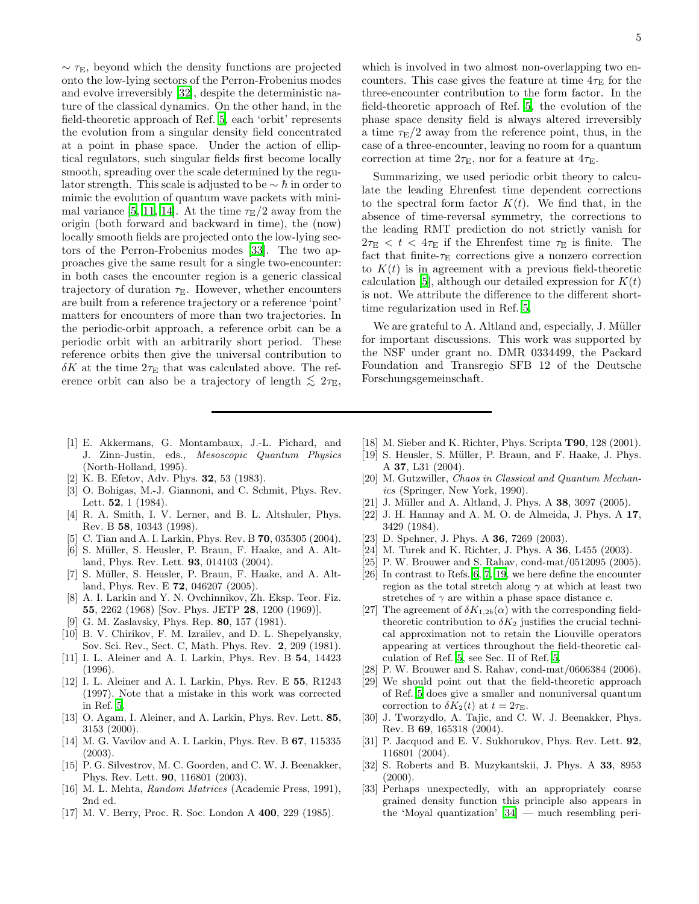$\sim \tau_{\rm E}$, beyond which the density functions are projected onto the low-lying sectors of the Perron-Frobenius modes and evolve irreversibly [32], despite the deterministic nature of the classical dynamics. On the other hand, in the field-theoretic approach of Ref. [5], each 'orbit' represents the evolution from a singular density field concentrated at a point in phase space. Under the action of elliptical regulators, such singular fields first become locally smooth, spreading over the scale determined by the regulator strength. This scale is adjusted to be $\sim \hbar$ in order to mimic the evolution of quantum wave packets with minimal variance [5, 11, 14]. At the time $\tau_{\rm E}/2$ away from the origin (both forward and backward in time), the (now) locally smooth fields are projected onto the low-lying sectors of the Perron-Frobenius modes [33]. The two approaches give the same result for a single two-encounter: in both cases the encounter region is a generic classical trajectory of duration $\tau_{\rm E}$. However, whether encounters are built from a reference trajectory or a reference 'point' matters for encounters of more than two trajectories. In the periodic-orbit approach, a reference orbit can be a periodic orbit with an arbitrarily short period. These reference orbits then give the universal contribution to $\delta K$ at the time $2\tau_{\rm E}$ that was calculated above. The reference orbit can also be a trajectory of length $\lesssim 2\tau_{\rm E}$, which is involved in two almost non-overlapping two encounters. This case gives the feature at time $4\tau_{\rm E}$ for the three-encounter contribution to the form factor. In the field-theoretic approach of Ref. [5], the evolution of the phase space density field is always altered irreversibly a time $\tau_{\rm E}/2$ away from the reference point, thus, in the case of a three-encounter, leaving no room for a quantum correction at time $2\tau_{\rm E}$, nor for a feature at $4\tau_{\rm E}$.

Summarizing, we used periodic orbit theory to calculate the leading Ehrenfest time dependent corrections to the spectral form factor $K(t)$. We find that, in the absence of time-reversal symmetry, the corrections to the leading RMT prediction do not strictly vanish for $2\tau_{\rm E} < t < 4\tau_{\rm E}$ if the Ehrenfest time $\tau_{\rm E}$ is finite. The fact that finite-$\tau_{\rm E}$ corrections give a nonzero correction to $K(t)$ is in agreement with a previous field-theoretic calculation [5], although our detailed expression for $K(t)$ is not. We attribute the difference to the different short-time regularization used in Ref. [5].

We are grateful to A. Altland and, especially, J. Müller for important discussions. This work was supported by the NSF under grant no. DMR 0334499, the Packard Foundation and Transregio SFB 12 of the Deutsche Forschungsgemeinschaft.

---

[1] E. Akkermans, G. Montambaux, J.-L. Pichard, and J. Zinn-Justin, eds., *Mesoscopic Quantum Physics* (North-Holland, 1995).
[2] K. B. Efetov, Adv. Phys. **32**, 53 (1983).
[3] O. Bohigas, M.-J. Giannoni, and C. Schmit, Phys. Rev. Lett. **52**, 1 (1984).
[4] R. A. Smith, I. V. Lerner, and B. L. Altshuler, Phys. Rev. B **58**, 10343 (1998).
[5] C. Tian and A. I. Larkin, Phys. Rev. B **70**, 035305 (2004).
[6] S. Müller, S. Heusler, P. Braun, F. Haake, and A. Altland, Phys. Rev. Lett. **93**, 014103 (2004).
[7] S. Müller, S. Heusler, P. Braun, F. Haake, and A. Altland, Phys. Rev. E **72**, 046207 (2005).
[8] A. I. Larkin and Y. N. Ovchinnikov, Zh. Eksp. Teor. Fiz. **55**, 2262 (1968) [Sov. Phys. JETP **28**, 1200 (1969)].
[9] G. M. Zaslavsky, Phys. Rep. **80**, 157 (1981).
[10] B. V. Chirikov, F. M. Izrailev, and D. L. Shepelyansky, Sov. Sci. Rev., Sect. C, Math. Phys. Rev. **2**, 209 (1981).
[11] I. L. Aleiner and A. I. Larkin, Phys. Rev. B **54**, 14423 (1996).
[12] I. L. Aleiner and A. I. Larkin, Phys. Rev. E **55**, R1243 (1997). Note that a mistake in this work was corrected in Ref. [5].
[13] O. Agam, I. Aleiner, and A. Larkin, Phys. Rev. Lett. **85**, 3153 (2000).
[14] M. G. Vavilov and A. I. Larkin, Phys. Rev. B **67**, 115335 (2003).
[15] P. G. Silvestrov, M. C. Goorden, and C. W. J. Beenakker, Phys. Rev. Lett. **90**, 116801 (2003).
[16] M. L. Mehta, *Random Matrices* (Academic Press, 1991), 2nd ed.
[17] M. V. Berry, Proc. R. Soc. London A **400**, 229 (1985).
[18] M. Sieber and K. Richter, Phys. Scripta **T90**, 128 (2001).
[19] S. Heusler, S. Müller, P. Braun, and F. Haake, J. Phys. A **37**, L31 (2004).
[20] M. Gutzwiller, *Chaos in Classical and Quantum Mechanics* (Springer, New York, 1990).
[21] J. Müller and A. Altland, J. Phys. A **38**, 3097 (2005).
[22] J. H. Hannay and A. M. O. de Almeida, J. Phys. A **17**, 3429 (1984).
[23] D. Spehner, J. Phys. A **36**, 7269 (2003).
[24] M. Turek and K. Richter, J. Phys. A **36**, L455 (2003).
[25] P. W. Brouwer and S. Rahav, cond-mat/0512095 (2005).
[26] In contrast to Refs. [6, 7, 19], we here define the encounter region as the total stretch along $\gamma$ at which at least two stretches of $\gamma$ are within a phase space distance $c$.
[27] The agreement of $\delta K_{1,2b}(\alpha)$ with the corresponding field-theoretic contribution to $\delta K_2$ justifies the crucial technical approximation not to retain the Liouville operators appearing at vertices throughout the field-theoretic calculation of Ref. [5], see Sec. II of Ref. [5].
[28] P. W. Brouwer and S. Rahav, cond-mat/0606384 (2006).
[29] We should point out that the field-theoretic approach of Ref. [5] does give a smaller and nonuniversal quantum correction to $\delta K_2(t)$ at $t = 2\tau_{\rm E}$.
[30] J. Tworzydlo, A. Tajic, and C. W. J. Beenakker, Phys. Rev. B **69**, 165318 (2004).
[31] P. Jacquod and E. V. Sukhorukov, Phys. Rev. Lett. **92**, 116801 (2004).
[32] S. Roberts and B. Muzykantskii, J. Phys. A **33**, 8953 (2000).
[33] Perhaps unexpectedly, with an appropriately coarse grained density function this principle also appears in the 'Moyal quantization' [34] — much resembling peri-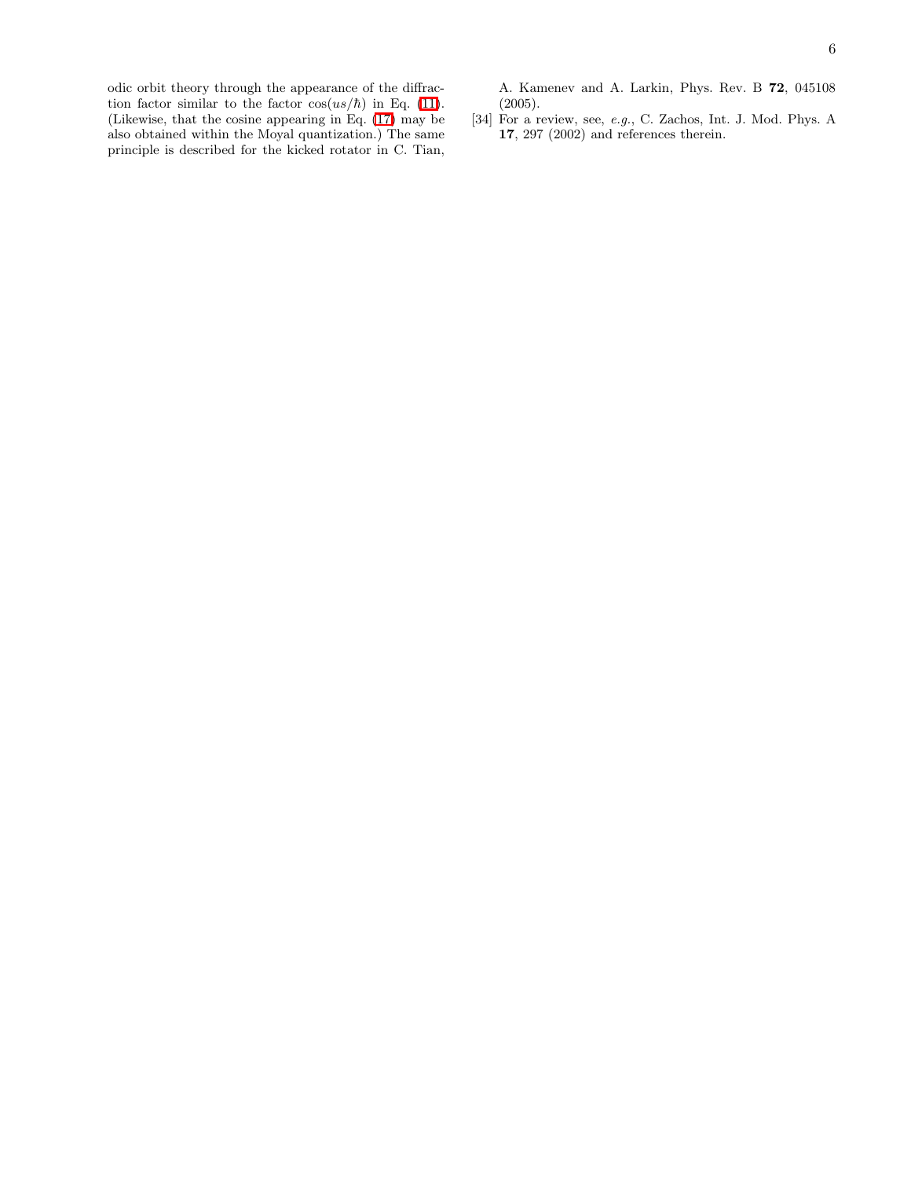odic orbit theory through the appearance of the diffraction factor similar to the factor $\cos(us/\hbar)$ in Eq. (11). (Likewise, that the cosine appearing in Eq. (17) may be also obtained within the Moyal quantization.) The same principle is described for the kicked rotator in C. Tian, A. Kamenev and A. Larkin, Phys. Rev. B **72**, 045108 (2005).

[34] For a review, see, *e.g.*, C. Zachos, Int. J. Mod. Phys. A **17**, 297 (2002) and references therein.